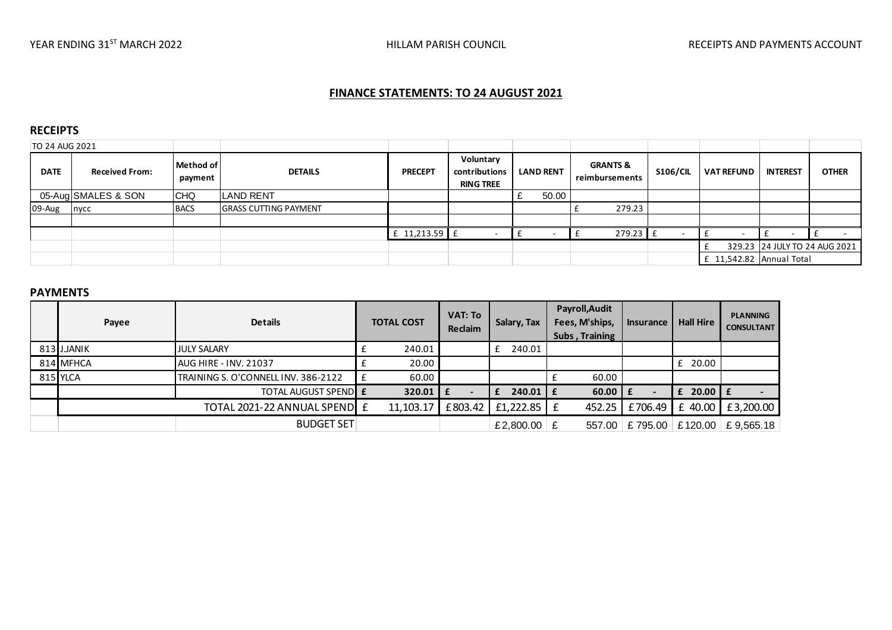YEAR ENDING 31ST MARCH 2022 HILLAM PARISH COUNCIL RECEIPTS AND PAYMENTS ACCOUNT

## FINANCE STATEMENTS: TO 24 AUGUST 2021

### RECEIPTS

| TO 24 AUG 2021 | | | | | | | | | | | |
|---|---|---|---|---|---|---|---|---|---|---|---|
| **DATE** | **Received From:** | **Method of payment** | **DETAILS** | **PRECEPT** | **Voluntary contributions RING TREE** | **LAND RENT** | **GRANTS & reimbursements** | **S106/CIL** | **VAT REFUND** | **INTEREST** | **OTHER** |
| 05-Aug | SMALES & SON | CHQ | LAND RENT | | | £ 50.00 | | | | | |
| 09-Aug | nycc | BACS | GRASS CUTTING PAYMENT | | | | £ 279.23 | | | | |
| | | | | | | | | | | | |
| | | | | £ 11,213.59 | £ - | £ - | £ 279.23 | £ - | £ - | £ - | £ - |
| | | | | | | | | | £ 329.23 | 24 JULY TO 24 AUG 2021 | |
| | | | | | | | | | £ 11,542.82 | Annual Total | |

### PAYMENTS

| | Payee | Details | TOTAL COST | VAT: To Reclaim | Salary, Tax | Payroll,Audit Fees, M'ships, Subs , Training | Insurance | Hall Hire | PLANNING CONSULTANT |
|---|---|---|---|---|---|---|---|---|---|
| 813 | J.JANIK | JULY SALARY | £ 240.01 | | £ 240.01 | | | | |
| 814 | MFHCA | AUG HIRE - INV. 21037 | £ 20.00 | | | | | £ 20.00 | |
| 815 | YLCA | TRAINING S. O'CONNELL INV. 386-2122 | £ 60.00 | | | £ 60.00 | | | |
| | | **TOTAL AUGUST SPEND** | **£ 320.01** | **£ -** | **£ 240.01** | **£ 60.00** | **£ -** | **£ 20.00** | **£ -** |
| | | TOTAL 2021-22 ANNUAL SPEND | £ 11,103.17 | £803.42 | £1,222.85 | £ 452.25 | £706.49 | £ 40.00 | £3,200.00 |
| | | BUDGET SET | | | £2,800.00 | £ 557.00 | £ 795.00 | £120.00 | £ 9,565.18 |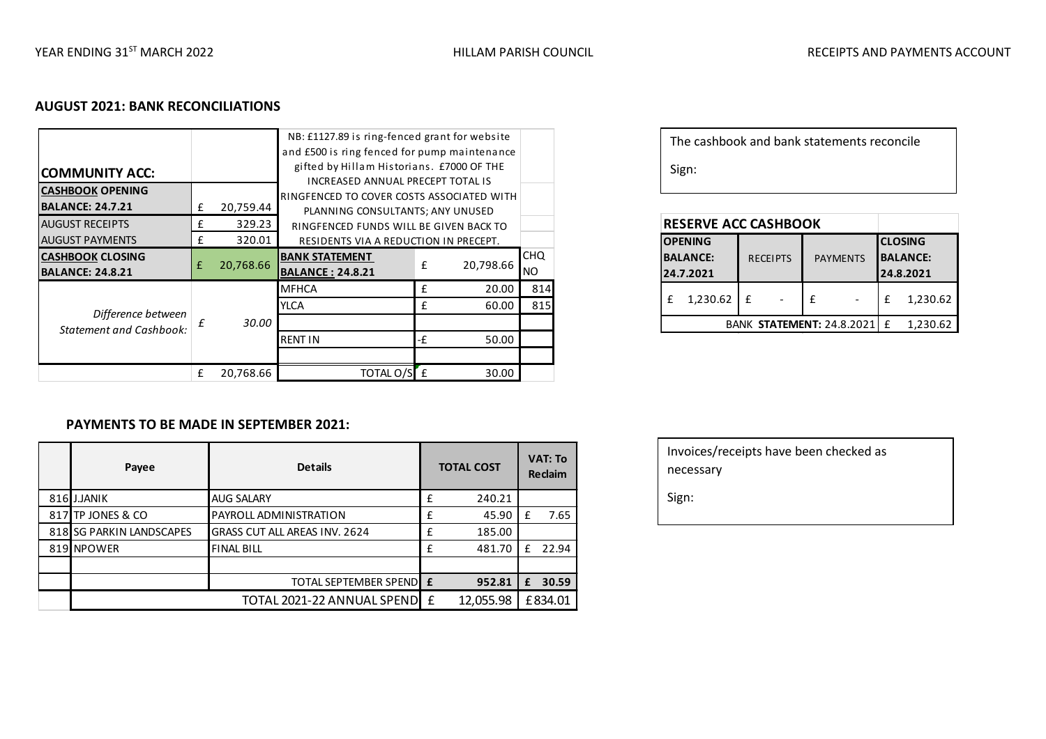## AUGUST 2021: BANK RECONCILIATIONS

| COMMUNITY ACC: | | NB: £1127.89 is ring-fenced grant for website and £500 is ring fenced for pump maintenance gifted by Hillam Historians. £7000 OF THE INCREASED ANNUAL PRECEPT TOTAL IS RINGFENCED TO COVER COSTS ASSOCIATED WITH PLANNING CONSULTANTS; ANY UNUSED RINGFENCED FUNDS WILL BE GIVEN BACK TO RESIDENTS VIA A REDUCTION IN PRECEPT. | | |
|---|---|---|---|---|
| **CASHBOOK OPENING BALANCE: 24.7.21** | £ 20,759.44 | | | |
| AUGUST RECEIPTS | £ 329.23 | | | |
| AUGUST PAYMENTS | £ 320.01 | | | |
| **CASHBOOK CLOSING BALANCE: 24.8.21** | £ 20,768.66 | **BANK STATEMENT BALANCE : 24.8.21** | £ 20,798.66 | CHQ NO |
| *Difference between Statement and Cashbook:* | *£ 30.00* | MFHCA | £ 20.00 | 814 |
| | | YLCA | £ 60.00 | 815 |
| | | | | |
| | | RENT IN | -£ 50.00 | |
| | | | | |
| | £ 20,768.66 | TOTAL O/S | £ 30.00 | |

The cashbook and bank statements reconcile

Sign:

| **RESERVE ACC CASHBOOK** | | | |
|---|---|---|---|
| **OPENING BALANCE: 24.7.2021** | RECEIPTS | PAYMENTS | **CLOSING BALANCE: 24.8.2021** |
| £ 1,230.62 | £ - | £ - | £ 1,230.62 |
| BANK **STATEMENT:** 24.8.2021 | | | £ 1,230.62 |

### PAYMENTS TO BE MADE IN SEPTEMBER 2021:

| | Payee | Details | TOTAL COST | VAT: To Reclaim |
|---|---|---|---|---|
| 816 | J.JANIK | AUG SALARY | £ 240.21 | |
| 817 | TP JONES & CO | PAYROLL ADMINISTRATION | £ 45.90 | £ 7.65 |
| 818 | SG PARKIN LANDSCAPES | GRASS CUT ALL AREAS INV. 2624 | £ 185.00 | |
| 819 | NPOWER | FINAL BILL | £ 481.70 | £ 22.94 |
| | | | | |
| | | TOTAL SEPTEMBER SPEND | **£ 952.81** | **£ 30.59** |
| | TOTAL 2021-22 ANNUAL SPEND | | £ 12,055.98 | £834.01 |

Invoices/receipts have been checked as necessary

Sign: